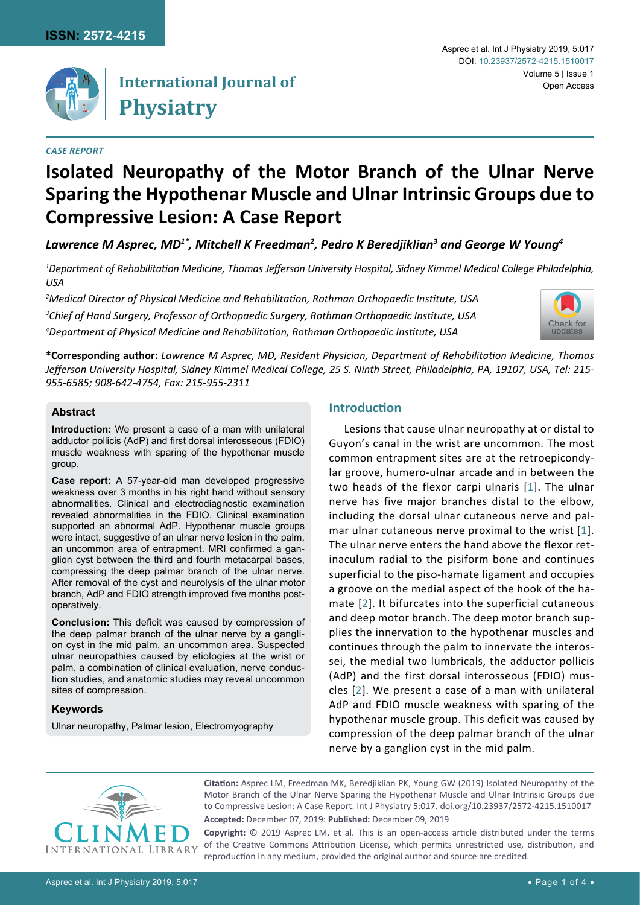*CASE REPORT*

# Isolated Neuropathy of the Motor Branch of the Ulnar Nerve Sparing the Hypothenar Muscle and Ulnar Intrinsic Groups due to Compressive Lesion: A Case Report

***Lawrence M Asprec, MD[1*], Mitchell K Freedman[2], Pedro K Beredjiklian[3] and George W Young[4]***

*[1]Department of Rehabilitation Medicine, Thomas Jefferson University Hospital, Sidney Kimmel Medical College Philadelphia, USA*

*[2]Medical Director of Physical Medicine and Rehabilitation, Rothman Orthopaedic Institute, USA*

*[3]Chief of Hand Surgery, Professor of Orthopaedic Surgery, Rothman Orthopaedic Institute, USA*

*[4]Department of Physical Medicine and Rehabilitation, Rothman Orthopaedic Institute, USA*

**\*Corresponding author:** *Lawrence M Asprec, MD, Resident Physician, Department of Rehabilitation Medicine, Thomas Jefferson University Hospital, Sidney Kimmel Medical College, 25 S. Ninth Street, Philadelphia, PA, 19107, USA, Tel: 215-955-6585; 908-642-4754, Fax: 215-955-2311*

### Abstract

**Introduction:** We present a case of a man with unilateral adductor pollicis (AdP) and first dorsal interosseous (FDIO) muscle weakness with sparing of the hypothenar muscle group.

**Case report:** A 57-year-old man developed progressive weakness over 3 months in his right hand without sensory abnormalities. Clinical and electrodiagnostic examination revealed abnormalities in the FDIO. Clinical examination supported an abnormal AdP. Hypothenar muscle groups were intact, suggestive of an ulnar nerve lesion in the palm, an uncommon area of entrapment. MRI confirmed a ganglion cyst between the third and fourth metacarpal bases, compressing the deep palmar branch of the ulnar nerve. After removal of the cyst and neurolysis of the ulnar motor branch, AdP and FDIO strength improved five months post-operatively.

**Conclusion:** This deficit was caused by compression of the deep palmar branch of the ulnar nerve by a ganglion cyst in the mid palm, an uncommon area. Suspected ulnar neuropathies caused by etiologies at the wrist or palm, a combination of clinical evaluation, nerve conduction studies, and anatomic studies may reveal uncommon sites of compression.

### Keywords

Ulnar neuropathy, Palmar lesion, Electromyography

## Introduction

Lesions that cause ulnar neuropathy at or distal to Guyon's canal in the wrist are uncommon. The most common entrapment sites are at the retroepicondylar groove, humero-ulnar arcade and in between the two heads of the flexor carpi ulnaris [1]. The ulnar nerve has five major branches distal to the elbow, including the dorsal ulnar cutaneous nerve and palmar ulnar cutaneous nerve proximal to the wrist [1]. The ulnar nerve enters the hand above the flexor retinaculum radial to the pisiform bone and continues superficial to the piso-hamate ligament and occupies a groove on the medial aspect of the hook of the hamate [2]. It bifurcates into the superficial cutaneous and deep motor branch. The deep motor branch supplies the innervation to the hypothenar muscles and continues through the palm to innervate the interossei, the medial two lumbricals, the adductor pollicis (AdP) and the first dorsal interosseous (FDIO) muscles [2]. We present a case of a man with unilateral AdP and FDIO muscle weakness with sparing of the hypothenar muscle group. This deficit was caused by compression of the deep palmar branch of the ulnar nerve by a ganglion cyst in the mid palm.

**Citation:** Asprec LM, Freedman MK, Beredjiklian PK, Young GW (2019) Isolated Neuropathy of the Motor Branch of the Ulnar Nerve Sparing the Hypothenar Muscle and Ulnar Intrinsic Groups due to Compressive Lesion: A Case Report. Int J Physiatry 5:017. doi.org/10.23937/2572-4215.1510017

**Accepted:** December 07, 2019: **Published:** December 09, 2019

**Copyright:** © 2019 Asprec LM, et al. This is an open-access article distributed under the terms of the Creative Commons Attribution License, which permits unrestricted use, distribution, and reproduction in any medium, provided the original author and source are credited.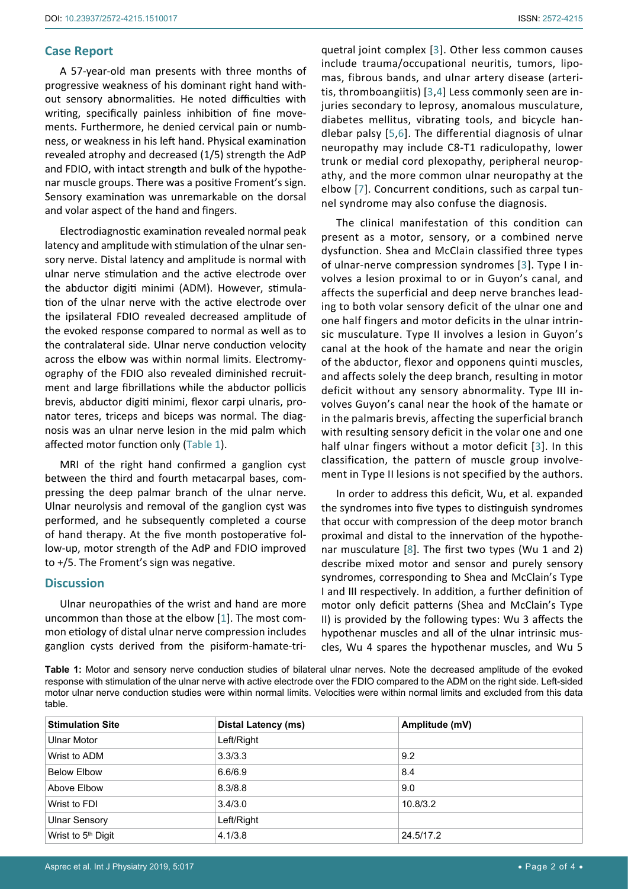## Case Report

A 57-year-old man presents with three months of progressive weakness of his dominant right hand without sensory abnormalities. He noted difficulties with writing, specifically painless inhibition of fine movements. Furthermore, he denied cervical pain or numbness, or weakness in his left hand. Physical examination revealed atrophy and decreased (1/5) strength the AdP and FDIO, with intact strength and bulk of the hypothenar muscle groups. There was a positive Froment's sign. Sensory examination was unremarkable on the dorsal and volar aspect of the hand and fingers.

Electrodiagnostic examination revealed normal peak latency and amplitude with stimulation of the ulnar sensory nerve. Distal latency and amplitude is normal with ulnar nerve stimulation and the active electrode over the abductor digiti minimi (ADM). However, stimulation of the ulnar nerve with the active electrode over the ipsilateral FDIO revealed decreased amplitude of the evoked response compared to normal as well as to the contralateral side. Ulnar nerve conduction velocity across the elbow was within normal limits. Electromyography of the FDIO also revealed diminished recruitment and large fibrillations while the abductor pollicis brevis, abductor digiti minimi, flexor carpi ulnaris, pronator teres, triceps and biceps was normal. The diagnosis was an ulnar nerve lesion in the mid palm which affected motor function only (Table 1).

MRI of the right hand confirmed a ganglion cyst between the third and fourth metacarpal bases, compressing the deep palmar branch of the ulnar nerve. Ulnar neurolysis and removal of the ganglion cyst was performed, and he subsequently completed a course of hand therapy. At the five month postoperative follow-up, motor strength of the AdP and FDIO improved to +/5. The Froment's sign was negative.

## Discussion

Ulnar neuropathies of the wrist and hand are more uncommon than those at the elbow [1]. The most common etiology of distal ulnar nerve compression includes ganglion cysts derived from the pisiform-hamate-triquetral joint complex [3]. Other less common causes include trauma/occupational neuritis, tumors, lipomas, fibrous bands, and ulnar artery disease (arteritis, thromboangiitis) [3,4] Less commonly seen are injuries secondary to leprosy, anomalous musculature, diabetes mellitus, vibrating tools, and bicycle handlebar palsy [5,6]. The differential diagnosis of ulnar neuropathy may include C8-T1 radiculopathy, lower trunk or medial cord plexopathy, peripheral neuropathy, and the more common ulnar neuropathy at the elbow [7]. Concurrent conditions, such as carpal tunnel syndrome may also confuse the diagnosis.

The clinical manifestation of this condition can present as a motor, sensory, or a combined nerve dysfunction. Shea and McClain classified three types of ulnar-nerve compression syndromes [3]. Type I involves a lesion proximal to or in Guyon's canal, and affects the superficial and deep nerve branches leading to both volar sensory deficit of the ulnar one and one half fingers and motor deficits in the ulnar intrinsic musculature. Type II involves a lesion in Guyon's canal at the hook of the hamate and near the origin of the abductor, flexor and opponens quinti muscles, and affects solely the deep branch, resulting in motor deficit without any sensory abnormality. Type III involves Guyon's canal near the hook of the hamate or in the palmaris brevis, affecting the superficial branch with resulting sensory deficit in the volar one and one half ulnar fingers without a motor deficit [3]. In this classification, the pattern of muscle group involvement in Type II lesions is not specified by the authors.

In order to address this deficit, Wu, et al. expanded the syndromes into five types to distinguish syndromes that occur with compression of the deep motor branch proximal and distal to the innervation of the hypothenar musculature [8]. The first two types (Wu 1 and 2) describe mixed motor and sensor and purely sensory syndromes, corresponding to Shea and McClain's Type I and III respectively. In addition, a further definition of motor only deficit patterns (Shea and McClain's Type II) is provided by the following types: Wu 3 affects the hypothenar muscles and all of the ulnar intrinsic muscles, Wu 4 spares the hypothenar muscles, and Wu 5

**Table 1:** Motor and sensory nerve conduction studies of bilateral ulnar nerves. Note the decreased amplitude of the evoked response with stimulation of the ulnar nerve with active electrode over the FDIO compared to the ADM on the right side. Left-sided motor ulnar nerve conduction studies were within normal limits. Velocities were within normal limits and excluded from this data table.

| Stimulation Site | Distal Latency (ms) | Amplitude (mV) |
|---|---|---|
| Ulnar Motor | Left/Right | |
| Wrist to ADM | 3.3/3.3 | 9.2 |
| Below Elbow | 6.6/6.9 | 8.4 |
| Above Elbow | 8.3/8.8 | 9.0 |
| Wrist to FDI | 3.4/3.0 | 10.8/3.2 |
| Ulnar Sensory | Left/Right | |
| Wrist to 5th Digit | 4.1/3.8 | 24.5/17.2 |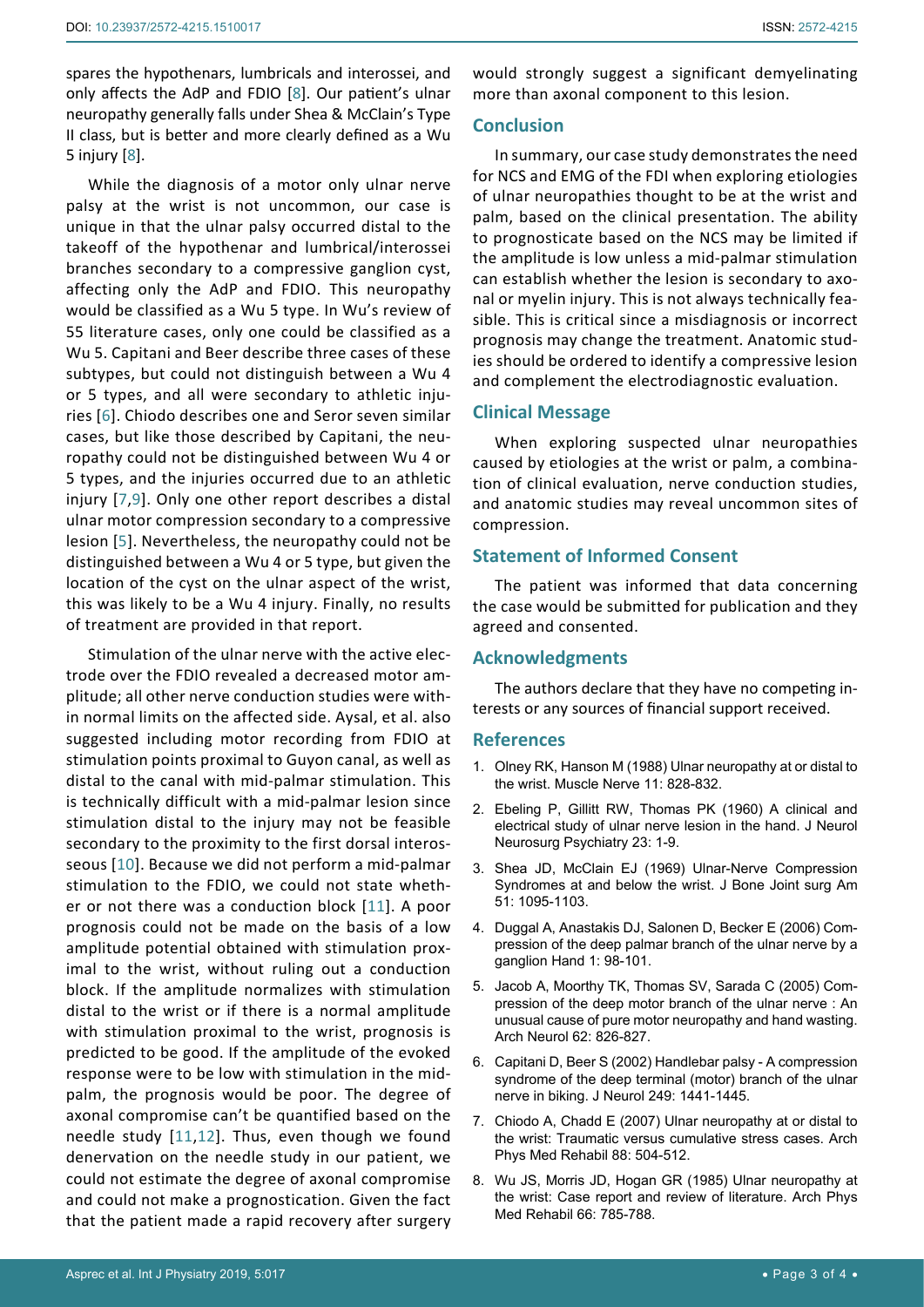spares the hypothenars, lumbricals and interossei, and only affects the AdP and FDIO [8]. Our patient's ulnar neuropathy generally falls under Shea & McClain's Type II class, but is better and more clearly defined as a Wu 5 injury [8].

While the diagnosis of a motor only ulnar nerve palsy at the wrist is not uncommon, our case is unique in that the ulnar palsy occurred distal to the takeoff of the hypothenar and lumbrical/interossei branches secondary to a compressive ganglion cyst, affecting only the AdP and FDIO. This neuropathy would be classified as a Wu 5 type. In Wu's review of 55 literature cases, only one could be classified as a Wu 5. Capitani and Beer describe three cases of these subtypes, but could not distinguish between a Wu 4 or 5 types, and all were secondary to athletic injuries [6]. Chiodo describes one and Seror seven similar cases, but like those described by Capitani, the neuropathy could not be distinguished between Wu 4 or 5 types, and the injuries occurred due to an athletic injury [7,9]. Only one other report describes a distal ulnar motor compression secondary to a compressive lesion [5]. Nevertheless, the neuropathy could not be distinguished between a Wu 4 or 5 type, but given the location of the cyst on the ulnar aspect of the wrist, this was likely to be a Wu 4 injury. Finally, no results of treatment are provided in that report.

Stimulation of the ulnar nerve with the active electrode over the FDIO revealed a decreased motor amplitude; all other nerve conduction studies were within normal limits on the affected side. Aysal, et al. also suggested including motor recording from FDIO at stimulation points proximal to Guyon canal, as well as distal to the canal with mid-palmar stimulation. This is technically difficult with a mid-palmar lesion since stimulation distal to the injury may not be feasible secondary to the proximity to the first dorsal interosseous [10]. Because we did not perform a mid-palmar stimulation to the FDIO, we could not state whether or not there was a conduction block [11]. A poor prognosis could not be made on the basis of a low amplitude potential obtained with stimulation proximal to the wrist, without ruling out a conduction block. If the amplitude normalizes with stimulation distal to the wrist or if there is a normal amplitude with stimulation proximal to the wrist, prognosis is predicted to be good. If the amplitude of the evoked response were to be low with stimulation in the mid-palm, the prognosis would be poor. The degree of axonal compromise can't be quantified based on the needle study [11,12]. Thus, even though we found denervation on the needle study in our patient, we could not estimate the degree of axonal compromise and could not make a prognostication. Given the fact that the patient made a rapid recovery after surgery would strongly suggest a significant demyelinating more than axonal component to this lesion.

## Conclusion

In summary, our case study demonstrates the need for NCS and EMG of the FDI when exploring etiologies of ulnar neuropathies thought to be at the wrist and palm, based on the clinical presentation. The ability to prognosticate based on the NCS may be limited if the amplitude is low unless a mid-palmar stimulation can establish whether the lesion is secondary to axonal or myelin injury. This is not always technically feasible. This is critical since a misdiagnosis or incorrect prognosis may change the treatment. Anatomic studies should be ordered to identify a compressive lesion and complement the electrodiagnostic evaluation.

## Clinical Message

When exploring suspected ulnar neuropathies caused by etiologies at the wrist or palm, a combination of clinical evaluation, nerve conduction studies, and anatomic studies may reveal uncommon sites of compression.

## Statement of Informed Consent

The patient was informed that data concerning the case would be submitted for publication and they agreed and consented.

## Acknowledgments

The authors declare that they have no competing interests or any sources of financial support received.

## References

1. Olney RK, Hanson M (1988) Ulnar neuropathy at or distal to the wrist. Muscle Nerve 11: 828-832.
2. Ebeling P, Gillitt RW, Thomas PK (1960) A clinical and electrical study of ulnar nerve lesion in the hand. J Neurol Neurosurg Psychiatry 23: 1-9.
3. Shea JD, McClain EJ (1969) Ulnar-Nerve Compression Syndromes at and below the wrist. J Bone Joint surg Am 51: 1095-1103.
4. Duggal A, Anastakis DJ, Salonen D, Becker E (2006) Compression of the deep palmar branch of the ulnar nerve by a ganglion Hand 1: 98-101.
5. Jacob A, Moorthy TK, Thomas SV, Sarada C (2005) Compression of the deep motor branch of the ulnar nerve : An unusual cause of pure motor neuropathy and hand wasting. Arch Neurol 62: 826-827.
6. Capitani D, Beer S (2002) Handlebar palsy - A compression syndrome of the deep terminal (motor) branch of the ulnar nerve in biking. J Neurol 249: 1441-1445.
7. Chiodo A, Chadd E (2007) Ulnar neuropathy at or distal to the wrist: Traumatic versus cumulative stress cases. Arch Phys Med Rehabil 88: 504-512.
8. Wu JS, Morris JD, Hogan GR (1985) Ulnar neuropathy at the wrist: Case report and review of literature. Arch Phys Med Rehabil 66: 785-788.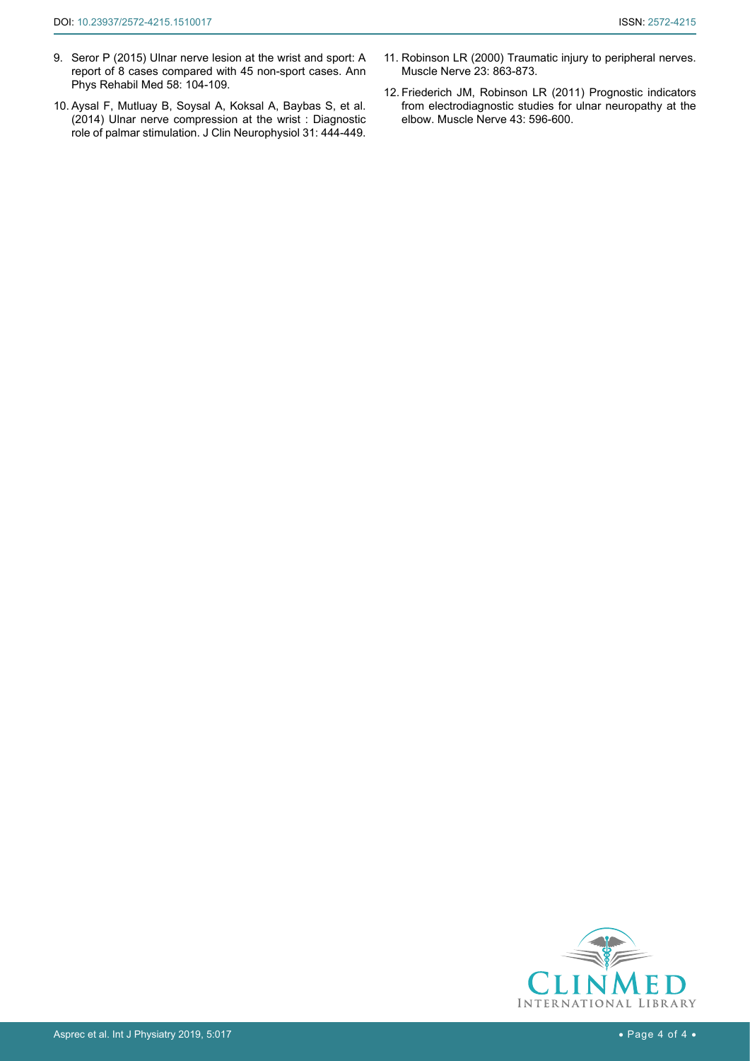9. Seror P (2015) Ulnar nerve lesion at the wrist and sport: A report of 8 cases compared with 45 non-sport cases. Ann Phys Rehabil Med 58: 104-109.
10. Aysal F, Mutluay B, Soysal A, Koksal A, Baybas S, et al. (2014) Ulnar nerve compression at the wrist : Diagnostic role of palmar stimulation. J Clin Neurophysiol 31: 444-449.
11. Robinson LR (2000) Traumatic injury to peripheral nerves. Muscle Nerve 23: 863-873.
12. Friederich JM, Robinson LR (2011) Prognostic indicators from electrodiagnostic studies for ulnar neuropathy at the elbow. Muscle Nerve 43: 596-600.